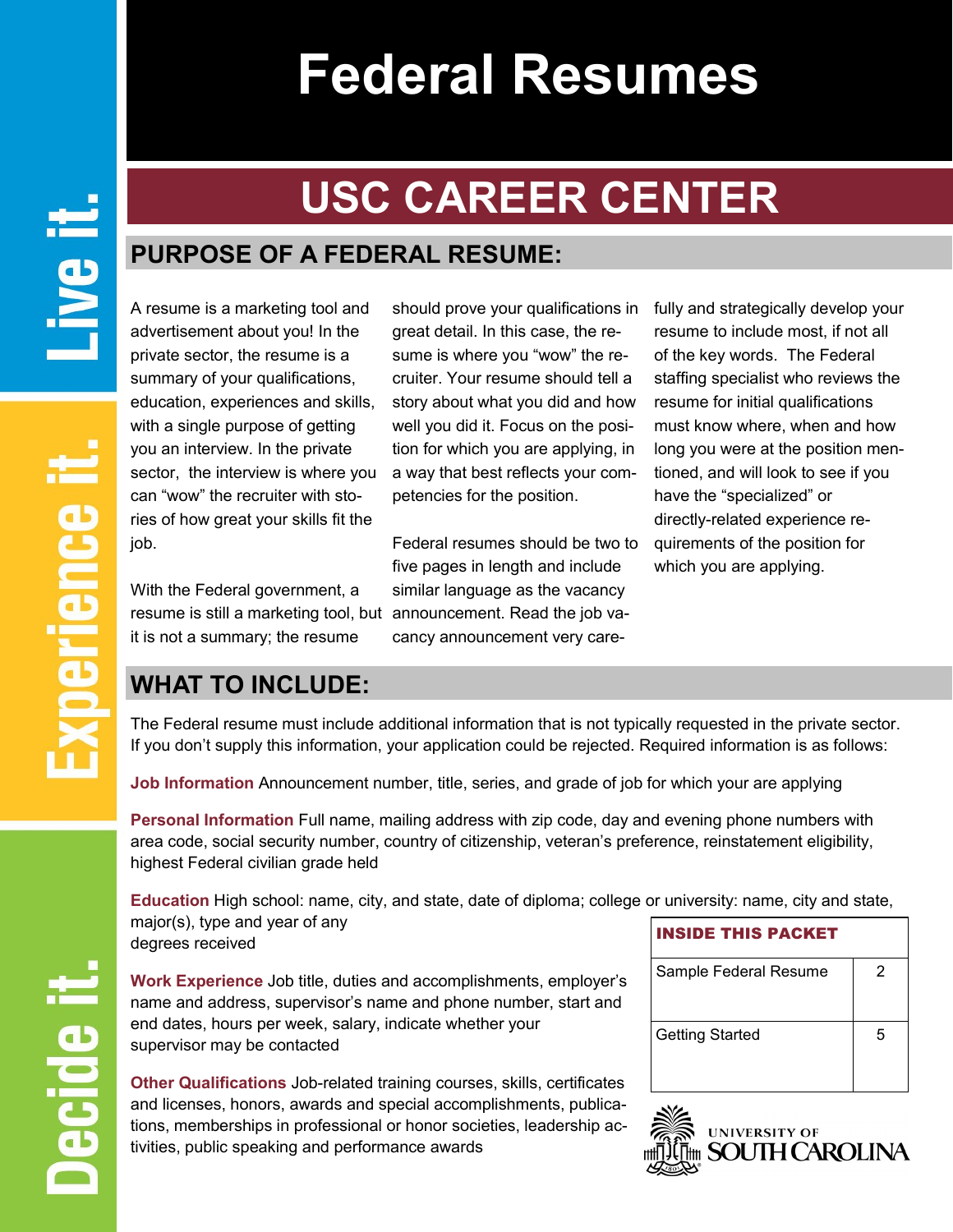# Federal Resumes

## USC CAREER CENTER

### PURPOSE OF A FEDERAL RESUME:

A resume is a marketing tool and advertisement about you! In the private sector, the resume is a summary of your qualifications, education, experiences and skills, with a single purpose of getting you an interview. In the private sector, the interview is where you can "wow" the recruiter with stories of how great your skills fit the job.

With the Federal government, a resume is still a marketing tool, but it is not a summary; the resume should prove your qualifications in great detail. In this case, the resume is where you "wow" the recruiter. Your resume should tell a story about what you did and how well you did it. Focus on the position for which you are applying, in a way that best reflects your competencies for the position.

Federal resumes should be two to five pages in length and include similar language as the vacancy announcement. Read the job vacancy announcement very carefully and strategically develop your resume to include most, if not all of the key words. The Federal staffing specialist who reviews the resume for initial qualifications must know where, when and how long you were at the position mentioned, and will look to see if you have the "specialized" or directly-related experience requirements of the position for which you are applying.

### WHAT TO INCLUDE:

The Federal resume must include additional information that is not typically requested in the private sector. If you don't supply this information, your application could be rejected. Required information is as follows:

**Job Information** Announcement number, title, series, and grade of job for which your are applying

**Personal Information** Full name, mailing address with zip code, day and evening phone numbers with area code, social security number, country of citizenship, veteran's preference, reinstatement eligibility, highest Federal civilian grade held

**Education** High school: name, city, and state, date of diploma; college or university: name, city and state, major(s), type and year of any degrees received

**Work Experience** Job title, duties and accomplishments, employer's name and address, supervisor's name and phone number, start and end dates, hours per week, salary, indicate whether your supervisor may be contacted

**Other Qualifications** Job-related training courses, skills, certificates and licenses, honors, awards and special accomplishments, publications, memberships in professional or honor societies, leadership activities, public speaking and performance awards

| INSIDE THIS PACKET | |
|---|---|
| Sample Federal Resume | 2 |
| Getting Started | 5 |

Live it. Experience it. Decide it.

University of South Carolina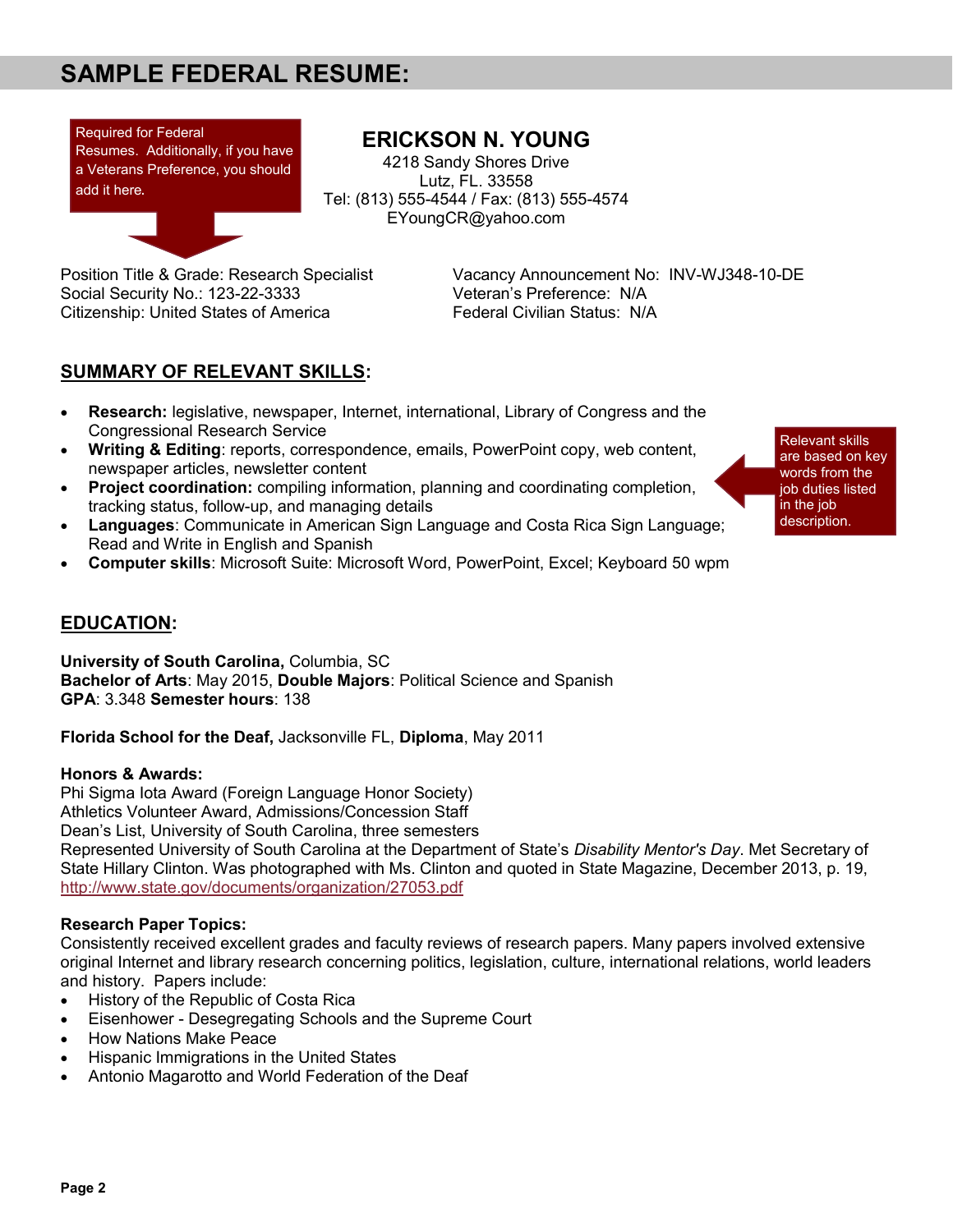# SAMPLE FEDERAL RESUME:

Required for Federal Resumes. Additionally, if you have a Veterans Preference, you should add it here.

## ERICKSON N. YOUNG

4218 Sandy Shores Drive
Lutz, FL. 33558
Tel: (813) 555-4544 / Fax: (813) 555-4574
EYoungCR@yahoo.com

Position Title & Grade: Research Specialist
Social Security No.: 123-22-3333
Citizenship: United States of America

Vacancy Announcement No: INV-WJ348-10-DE
Veteran's Preference: N/A
Federal Civilian Status: N/A

## SUMMARY OF RELEVANT SKILLS:

- **Research:** legislative, newspaper, Internet, international, Library of Congress and the Congressional Research Service
- **Writing & Editing**: reports, correspondence, emails, PowerPoint copy, web content, newspaper articles, newsletter content
- **Project coordination:** compiling information, planning and coordinating completion, tracking status, follow-up, and managing details
- **Languages**: Communicate in American Sign Language and Costa Rica Sign Language; Read and Write in English and Spanish
- **Computer skills**: Microsoft Suite: Microsoft Word, PowerPoint, Excel; Keyboard 50 wpm

Relevant skills are based on key words from the job duties listed in the job description.

## EDUCATION:

**University of South Carolina,** Columbia, SC
**Bachelor of Arts**: May 2015, **Double Majors**: Political Science and Spanish
**GPA**: 3.348 **Semester hours**: 138

**Florida School for the Deaf,** Jacksonville FL, **Diploma**, May 2011

**Honors & Awards:**
Phi Sigma Iota Award (Foreign Language Honor Society)
Athletics Volunteer Award, Admissions/Concession Staff
Dean's List, University of South Carolina, three semesters
Represented University of South Carolina at the Department of State's *Disability Mentor's Day*. Met Secretary of State Hillary Clinton. Was photographed with Ms. Clinton and quoted in State Magazine, December 2013, p. 19, http://www.state.gov/documents/organization/27053.pdf

**Research Paper Topics:**
Consistently received excellent grades and faculty reviews of research papers. Many papers involved extensive original Internet and library research concerning politics, legislation, culture, international relations, world leaders and history. Papers include:

- History of the Republic of Costa Rica
- Eisenhower - Desegregating Schools and the Supreme Court
- How Nations Make Peace
- Hispanic Immigrations in the United States
- Antonio Magarotto and World Federation of the Deaf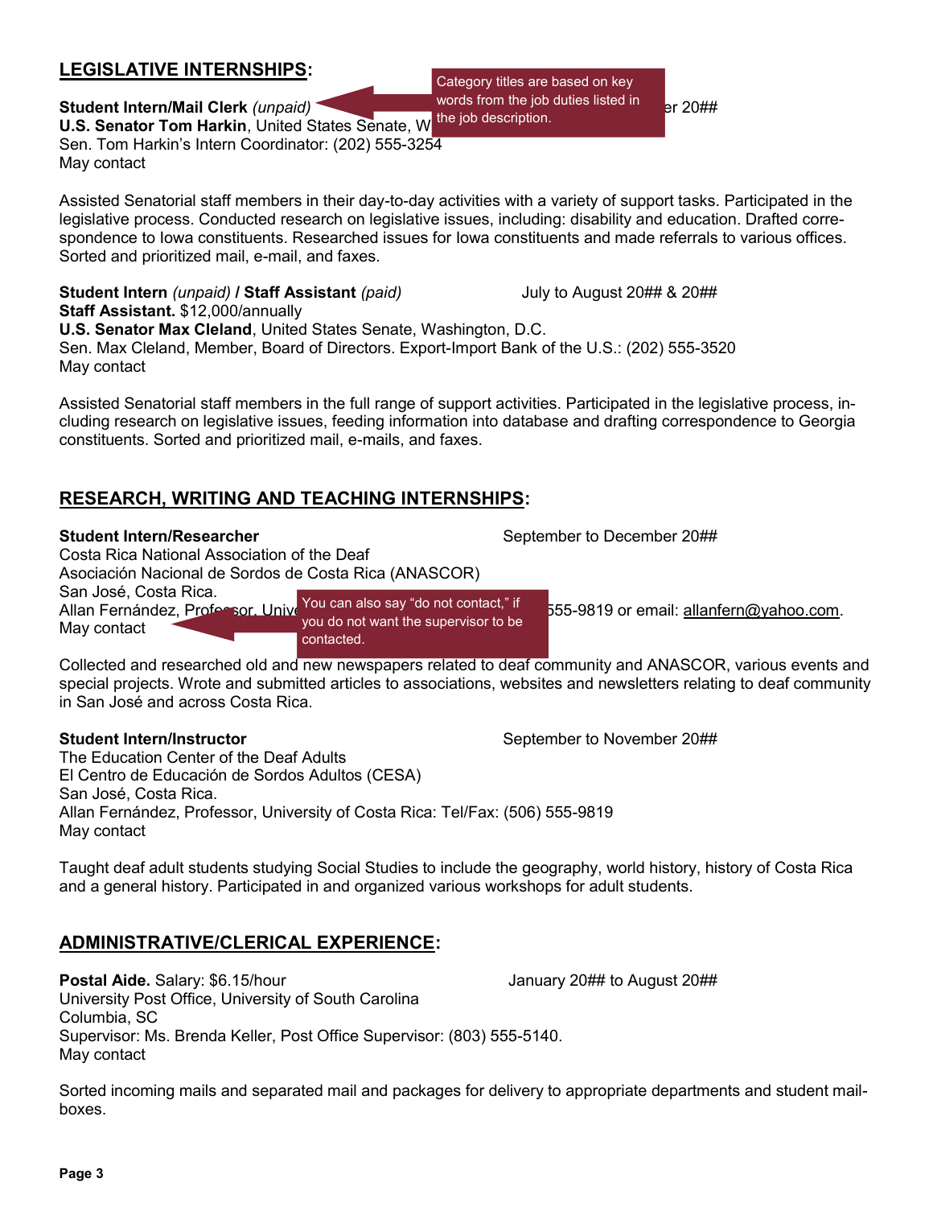## LEGISLATIVE INTERNSHIPS:

> Category titles are based on key words from the job description listed in the job description.

**Student Intern/Mail Clerk** *(unpaid)* er 20##
**U.S. Senator Tom Harkin**, United States Senate, W
Sen. Tom Harkin's Intern Coordinator: (202) 555-3254
May contact

Assisted Senatorial staff members in their day-to-day activities with a variety of support tasks. Participated in the legislative process. Conducted research on legislative issues, including: disability and education. Drafted correspondence to Iowa constituents. Researched issues for Iowa constituents and made referrals to various offices. Sorted and prioritized mail, e-mail, and faxes.

**Student Intern** *(unpaid)* **/ Staff Assistant** *(paid)* July to August 20## & 20##
**Staff Assistant.** $12,000/annually
**U.S. Senator Max Cleland**, United States Senate, Washington, D.C.
Sen. Max Cleland, Member, Board of Directors. Export-Import Bank of the U.S.: (202) 555-3520
May contact

Assisted Senatorial staff members in the full range of support activities. Participated in the legislative process, including research on legislative issues, feeding information into database and drafting correspondence to Georgia constituents. Sorted and prioritized mail, e-mails, and faxes.

## RESEARCH, WRITING AND TEACHING INTERNSHIPS:

**Student Intern/Researcher** September to December 20##
Costa Rica National Association of the Deaf
Asociación Nacional de Sordos de Costa Rica (ANASCOR)
San José, Costa Rica.
Allan Fernández, Professor, Unive 555-9819 or email: allanfern@yahoo.com.
May contact

> You can also say "do not contact," if you do not want the supervisor to be contacted.

Collected and researched old and new newspapers related to deaf community and ANASCOR, various events and special projects. Wrote and submitted articles to associations, websites and newsletters relating to deaf community in San José and across Costa Rica.

**Student Intern/Instructor** September to November 20##
The Education Center of the Deaf Adults
El Centro de Educación de Sordos Adultos (CESA)
San José, Costa Rica.
Allan Fernández, Professor, University of Costa Rica: Tel/Fax: (506) 555-9819
May contact

Taught deaf adult students studying Social Studies to include the geography, world history, history of Costa Rica and a general history. Participated in and organized various workshops for adult students.

## ADMINISTRATIVE/CLERICAL EXPERIENCE:

**Postal Aide.** Salary: $6.15/hour January 20## to August 20##
University Post Office, University of South Carolina
Columbia, SC
Supervisor: Ms. Brenda Keller, Post Office Supervisor: (803) 555-5140.
May contact

Sorted incoming mails and separated mail and packages for delivery to appropriate departments and student mailboxes.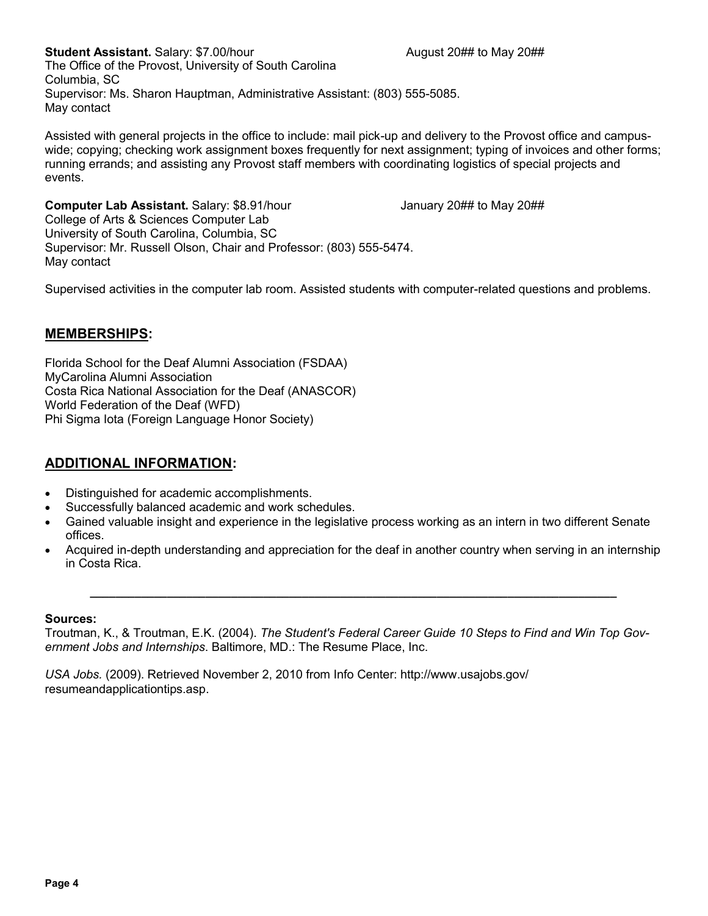**Student Assistant.** Salary: $7.00/hour August 20## to May 20##
The Office of the Provost, University of South Carolina
Columbia, SC
Supervisor: Ms. Sharon Hauptman, Administrative Assistant: (803) 555-5085.
May contact

Assisted with general projects in the office to include: mail pick-up and delivery to the Provost office and campus-wide; copying; checking work assignment boxes frequently for next assignment; typing of invoices and other forms; running errands; and assisting any Provost staff members with coordinating logistics of special projects and events.

**Computer Lab Assistant.** Salary: $8.91/hour January 20## to May 20##
College of Arts & Sciences Computer Lab
University of South Carolina, Columbia, SC
Supervisor: Mr. Russell Olson, Chair and Professor: (803) 555-5474.
May contact

Supervised activities in the computer lab room. Assisted students with computer-related questions and problems.

## MEMBERSHIPS:

Florida School for the Deaf Alumni Association (FSDAA)
MyCarolina Alumni Association
Costa Rica National Association for the Deaf (ANASCOR)
World Federation of the Deaf (WFD)
Phi Sigma Iota (Foreign Language Honor Society)

## ADDITIONAL INFORMATION:

- Distinguished for academic accomplishments.
- Successfully balanced academic and work schedules.
- Gained valuable insight and experience in the legislative process working as an intern in two different Senate offices.
- Acquired in-depth understanding and appreciation for the deaf in another country when serving in an internship in Costa Rica.

---

**Sources:**
Troutman, K., & Troutman, E.K. (2004). *The Student's Federal Career Guide 10 Steps to Find and Win Top Government Jobs and Internships*. Baltimore, MD.: The Resume Place, Inc.

*USA Jobs.* (2009). Retrieved November 2, 2010 from Info Center: http://www.usajobs.gov/resumeandapplicationtips.asp.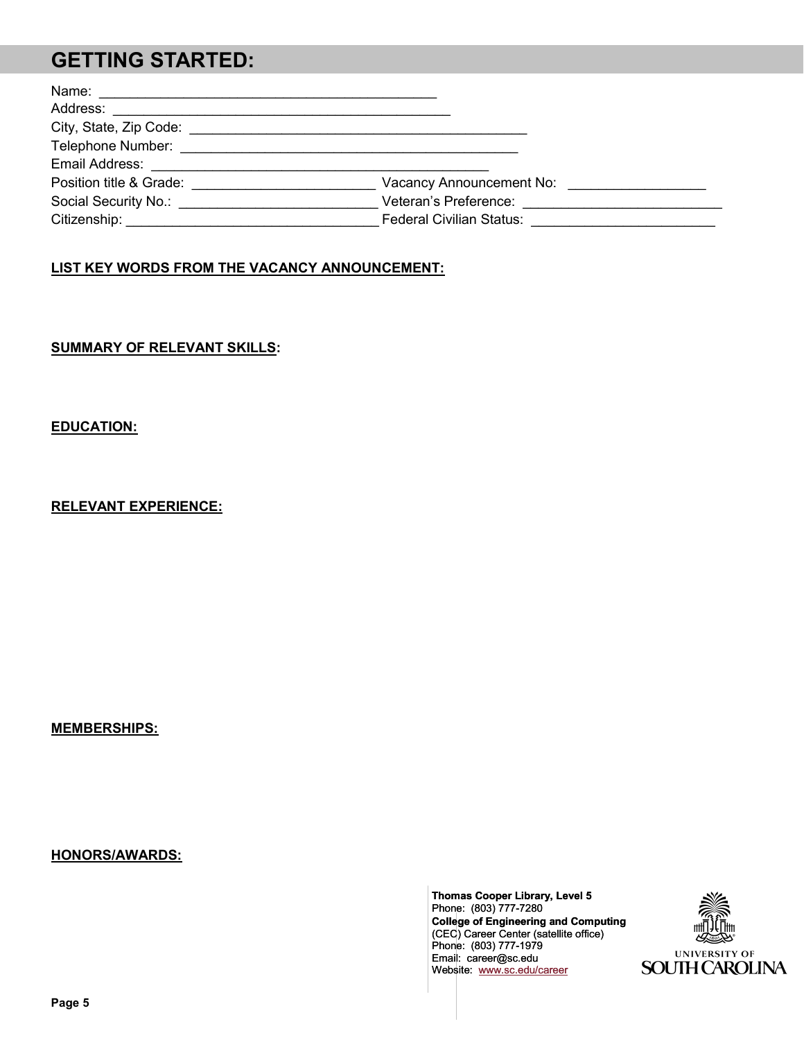# GETTING STARTED:

Name: ____________________________________________
Address: ____________________________________________
City, State, Zip Code: ____________________________________________
Telephone Number: ____________________________________________
Email Address: ____________________________________________
Position title & Grade: ________________________ Vacancy Announcement No: __________________
Social Security No.: __________________________ Veteran's Preference: __________________________
Citizenship: _________________________________ Federal Civilian Status: ________________________

**LIST KEY WORDS FROM THE VACANCY ANNOUNCEMENT:**

**SUMMARY OF RELEVANT SKILLS:**

**EDUCATION:**

**RELEVANT EXPERIENCE:**

**MEMBERSHIPS:**

**HONORS/AWARDS:**

**Thomas Cooper Library, Level 5**
Phone: (803) 777-7280
**College of Engineering and Computing**
(CEC) Career Center (satellite office)
Phone: (803) 777-1979
Email: career@sc.edu
Website: www.sc.edu/career

UNIVERSITY OF SOUTH CAROLINA